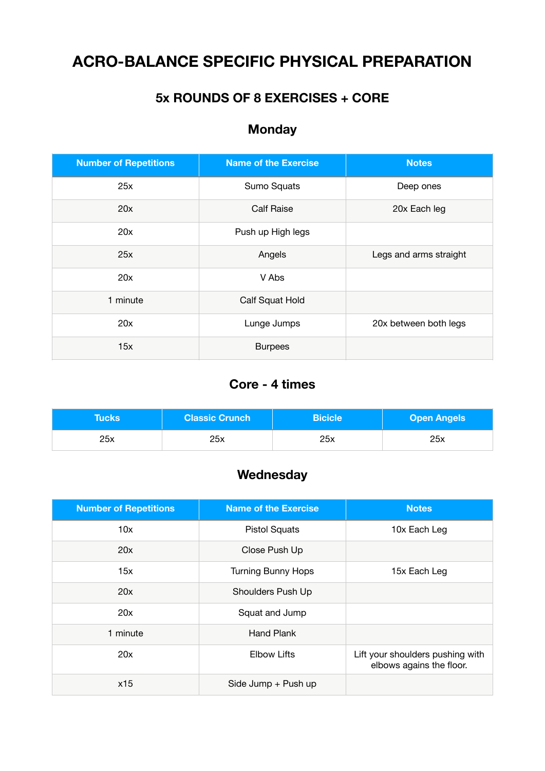# ACRO-BALANCE SPECIFIC PHYSICAL PREPARATION

## 5x ROUNDS OF 8 EXERCISES + CORE

### Monday

| Number of Repetitions | Name of the Exercise | Notes |
|---|---|---|
| 25x | Sumo Squats | Deep ones |
| 20x | Calf Raise | 20x Each leg |
| 20x | Push up High legs | |
| 25x | Angels | Legs and arms straight |
| 20x | V Abs | |
| 1 minute | Calf Squat Hold | |
| 20x | Lunge Jumps | 20x between both legs |
| 15x | Burpees | |

### Core - 4 times

| Tucks | Classic Crunch | Bicicle | Open Angels |
|---|---|---|---|
| 25x | 25x | 25x | 25x |

### Wednesday

| Number of Repetitions | Name of the Exercise | Notes |
|---|---|---|
| 10x | Pistol Squats | 10x Each Leg |
| 20x | Close Push Up | |
| 15x | Turning Bunny Hops | 15x Each Leg |
| 20x | Shoulders Push Up | |
| 20x | Squat and Jump | |
| 1 minute | Hand Plank | |
| 20x | Elbow Lifts | Lift your shoulders pushing with elbows agains the floor. |
| x15 | Side Jump + Push up | |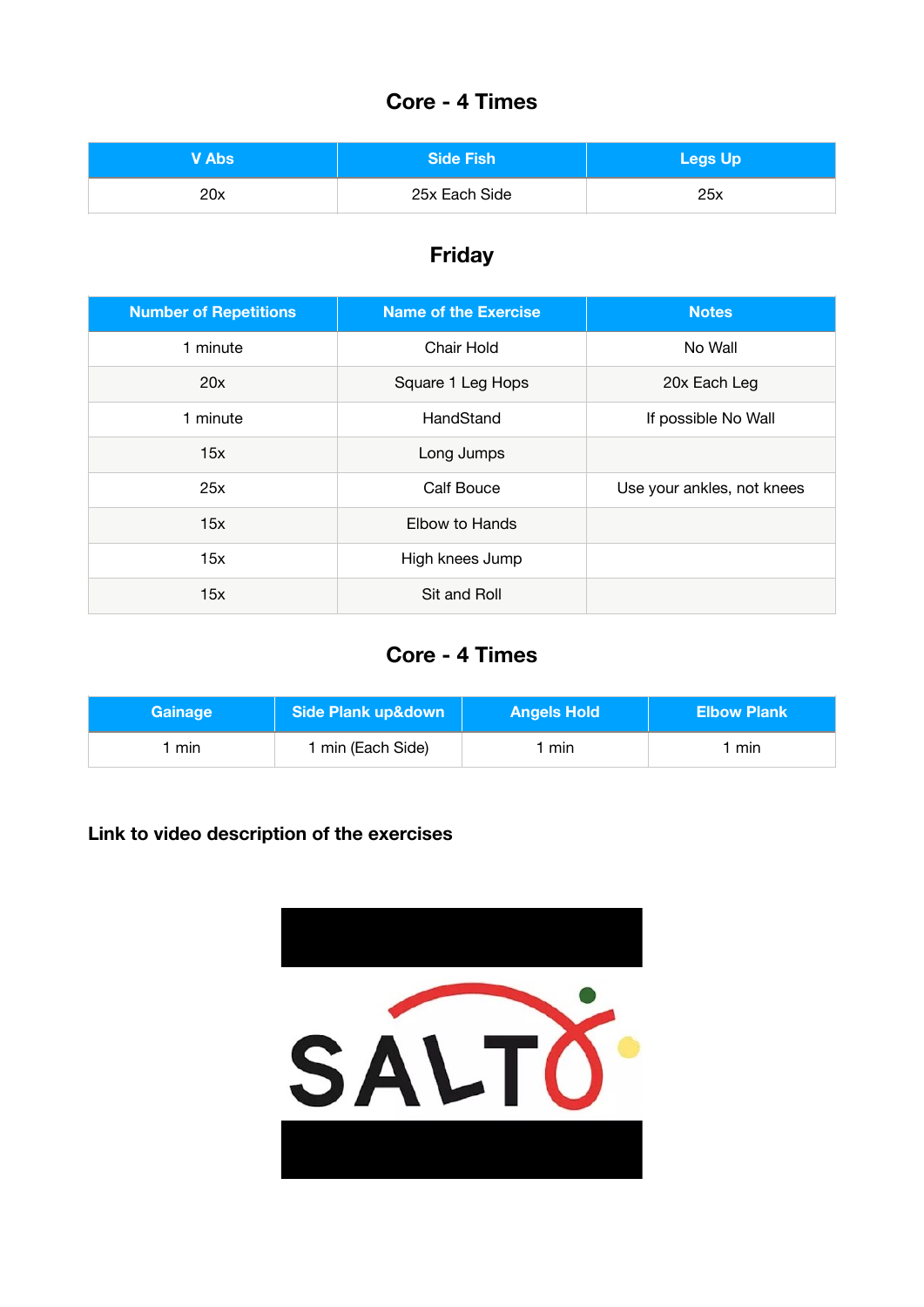## Core - 4 Times

| V Abs | Side Fish | Legs Up |
|---|---|---|
| 20x | 25x Each Side | 25x |

## Friday

| Number of Repetitions | Name of the Exercise | Notes |
|---|---|---|
| 1 minute | Chair Hold | No Wall |
| 20x | Square 1 Leg Hops | 20x Each Leg |
| 1 minute | HandStand | If possible No Wall |
| 15x | Long Jumps | |
| 25x | Calf Bouce | Use your ankles, not knees |
| 15x | Elbow to Hands | |
| 15x | High knees Jump | |
| 15x | Sit and Roll | |

## Core - 4 Times

| Gainage | Side Plank up&down | Angels Hold | Elbow Plank |
|---|---|---|---|
| 1 min | 1 min (Each Side) | 1 min | 1 min |

**Link to video description of the exercises**

SALTO